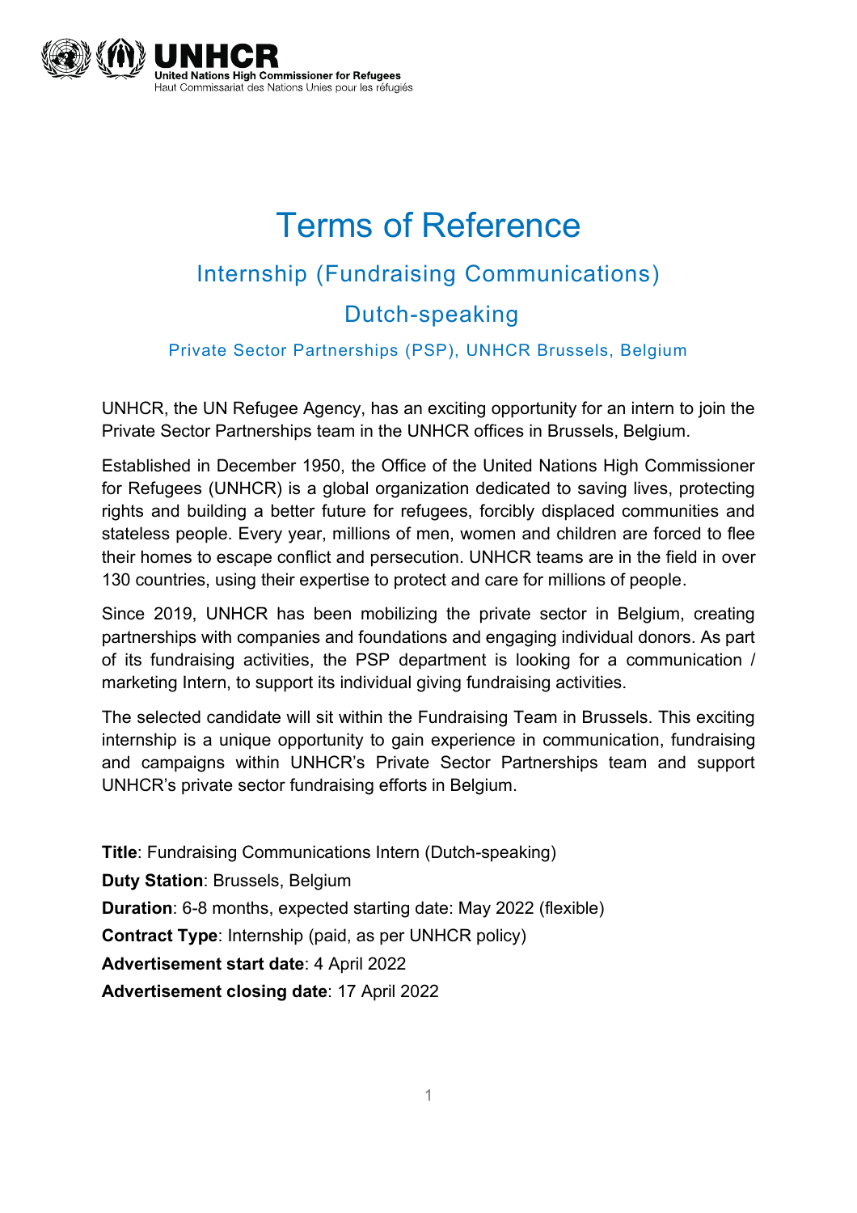UNHCR
United Nations High Commissioner for Refugees
Haut Commissariat des Nations Unies pour les réfugiés

# Terms of Reference

## Internship (Fundraising Communications)

## Dutch-speaking

### Private Sector Partnerships (PSP), UNHCR Brussels, Belgium

UNHCR, the UN Refugee Agency, has an exciting opportunity for an intern to join the Private Sector Partnerships team in the UNHCR offices in Brussels, Belgium.

Established in December 1950, the Office of the United Nations High Commissioner for Refugees (UNHCR) is a global organization dedicated to saving lives, protecting rights and building a better future for refugees, forcibly displaced communities and stateless people. Every year, millions of men, women and children are forced to flee their homes to escape conflict and persecution. UNHCR teams are in the field in over 130 countries, using their expertise to protect and care for millions of people.

Since 2019, UNHCR has been mobilizing the private sector in Belgium, creating partnerships with companies and foundations and engaging individual donors. As part of its fundraising activities, the PSP department is looking for a communication / marketing Intern, to support its individual giving fundraising activities.

The selected candidate will sit within the Fundraising Team in Brussels. This exciting internship is a unique opportunity to gain experience in communication, fundraising and campaigns within UNHCR's Private Sector Partnerships team and support UNHCR's private sector fundraising efforts in Belgium.

**Title**: Fundraising Communications Intern (Dutch-speaking)
**Duty Station**: Brussels, Belgium
**Duration**: 6-8 months, expected starting date: May 2022 (flexible)
**Contract Type**: Internship (paid, as per UNHCR policy)
**Advertisement start date**: 4 April 2022
**Advertisement closing date**: 17 April 2022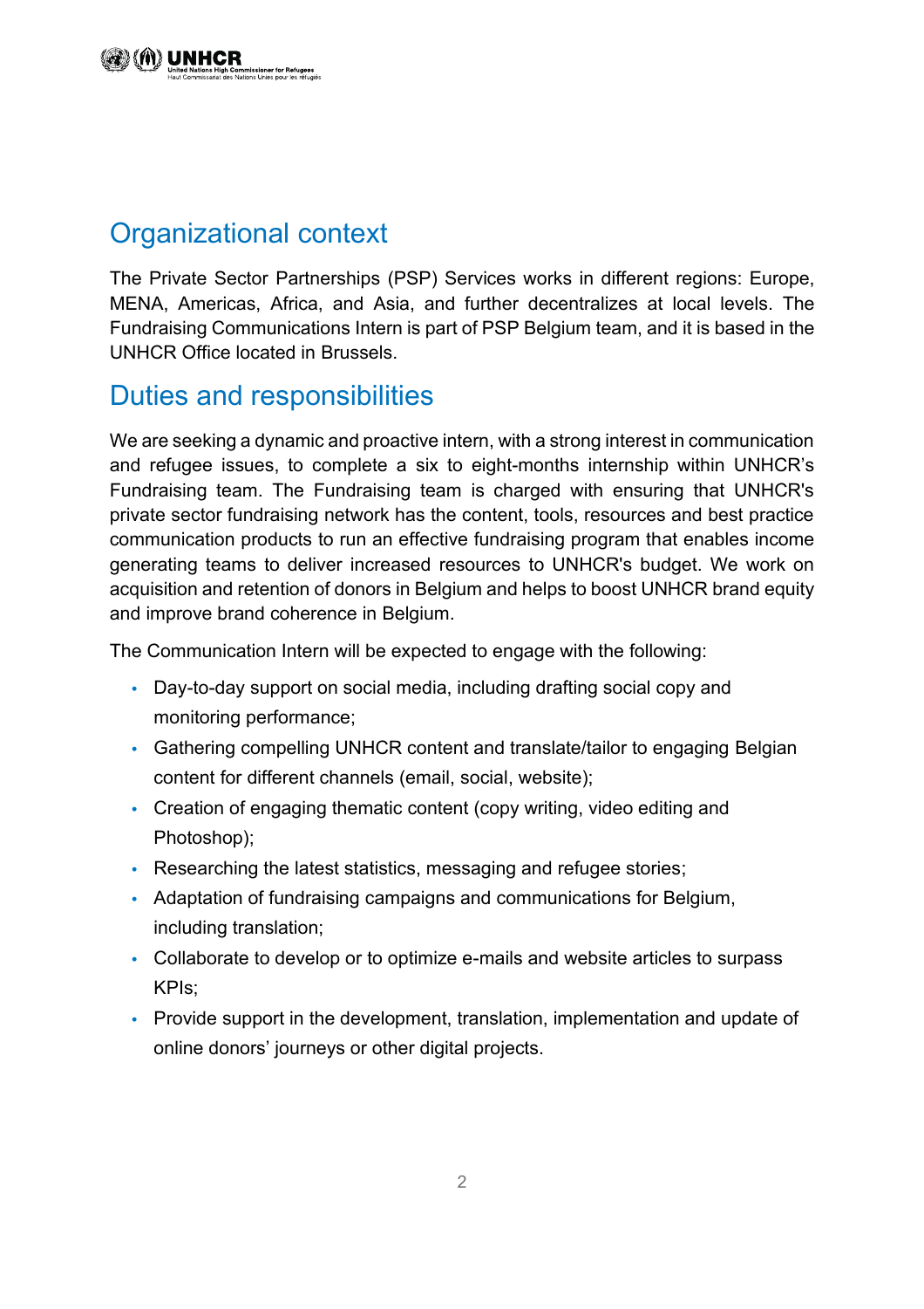## Organizational context

The Private Sector Partnerships (PSP) Services works in different regions: Europe, MENA, Americas, Africa, and Asia, and further decentralizes at local levels. The Fundraising Communications Intern is part of PSP Belgium team, and it is based in the UNHCR Office located in Brussels.

## Duties and responsibilities

We are seeking a dynamic and proactive intern, with a strong interest in communication and refugee issues, to complete a six to eight-months internship within UNHCR's Fundraising team. The Fundraising team is charged with ensuring that UNHCR's private sector fundraising network has the content, tools, resources and best practice communication products to run an effective fundraising program that enables income generating teams to deliver increased resources to UNHCR's budget. We work on acquisition and retention of donors in Belgium and helps to boost UNHCR brand equity and improve brand coherence in Belgium.

The Communication Intern will be expected to engage with the following:

- Day-to-day support on social media, including drafting social copy and monitoring performance;
- Gathering compelling UNHCR content and translate/tailor to engaging Belgian content for different channels (email, social, website);
- Creation of engaging thematic content (copy writing, video editing and Photoshop);
- Researching the latest statistics, messaging and refugee stories;
- Adaptation of fundraising campaigns and communications for Belgium, including translation;
- Collaborate to develop or to optimize e-mails and website articles to surpass KPIs;
- Provide support in the development, translation, implementation and update of online donors' journeys or other digital projects.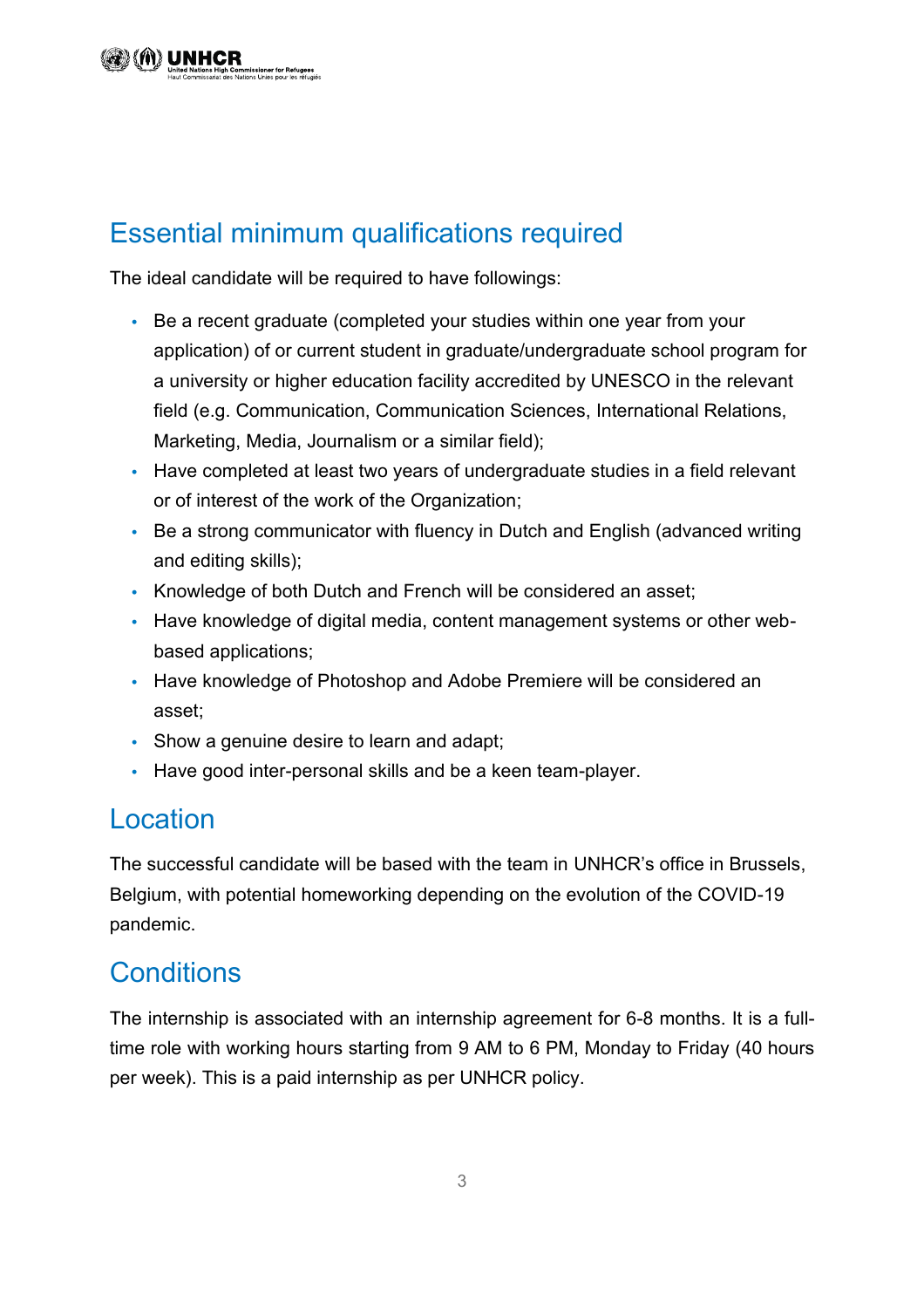## Essential minimum qualifications required

The ideal candidate will be required to have followings:

- Be a recent graduate (completed your studies within one year from your application) of or current student in graduate/undergraduate school program for a university or higher education facility accredited by UNESCO in the relevant field (e.g. Communication, Communication Sciences, International Relations, Marketing, Media, Journalism or a similar field);
- Have completed at least two years of undergraduate studies in a field relevant or of interest of the work of the Organization;
- Be a strong communicator with fluency in Dutch and English (advanced writing and editing skills);
- Knowledge of both Dutch and French will be considered an asset;
- Have knowledge of digital media, content management systems or other web-based applications;
- Have knowledge of Photoshop and Adobe Premiere will be considered an asset;
- Show a genuine desire to learn and adapt;
- Have good inter-personal skills and be a keen team-player.

## Location

The successful candidate will be based with the team in UNHCR's office in Brussels, Belgium, with potential homeworking depending on the evolution of the COVID-19 pandemic.

## Conditions

The internship is associated with an internship agreement for 6-8 months. It is a full-time role with working hours starting from 9 AM to 6 PM, Monday to Friday (40 hours per week). This is a paid internship as per UNHCR policy.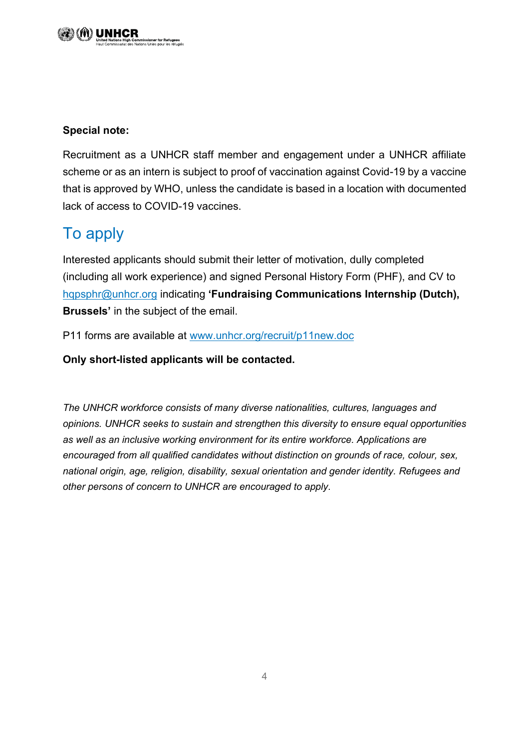**Special note:**

Recruitment as a UNHCR staff member and engagement under a UNHCR affiliate scheme or as an intern is subject to proof of vaccination against Covid-19 by a vaccine that is approved by WHO, unless the candidate is based in a location with documented lack of access to COVID-19 vaccines.

## To apply

Interested applicants should submit their letter of motivation, dully completed (including all work experience) and signed Personal History Form (PHF), and CV to hqpsphr@unhcr.org indicating **'Fundraising Communications Internship (Dutch), Brussels'** in the subject of the email.

P11 forms are available at www.unhcr.org/recruit/p11new.doc

**Only short-listed applicants will be contacted.**

*The UNHCR workforce consists of many diverse nationalities, cultures, languages and opinions. UNHCR seeks to sustain and strengthen this diversity to ensure equal opportunities as well as an inclusive working environment for its entire workforce. Applications are encouraged from all qualified candidates without distinction on grounds of race, colour, sex, national origin, age, religion, disability, sexual orientation and gender identity. Refugees and other persons of concern to UNHCR are encouraged to apply.*